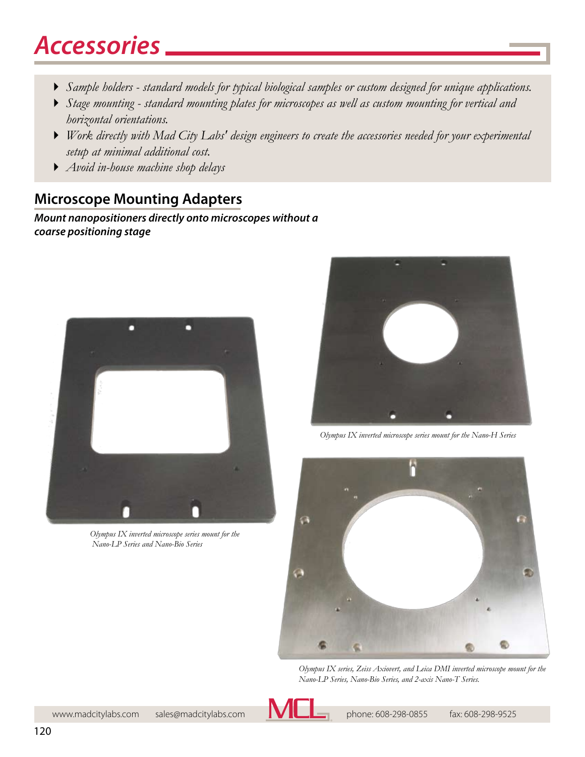# Accessories

- *Sample holders - standard models for typical biological samples or custom designed for unique applications.*
- *Stage mounting - standard mounting plates for microscopes as well as custom mounting for vertical and horizontal orientations.*
- *Work directly with Mad City Labs' design engineers to create the accessories needed for your experimental setup at minimal additional cost.*
- *Avoid in-house machine shop delays*

## Microscope Mounting Adapters

***Mount nanopositioners directly onto microscopes without a coarse positioning stage***

*Olympus IX inverted microscope series mount for the Nano-LP Series and Nano-Bio Series*

*Olympus IX inverted microscope series mount for the Nano-H Series*

*Olympus IX series, Zeiss Axiovert, and Leica DMI inverted microscope mount for the Nano-LP Series, Nano-Bio Series, and 2-axis Nano-T Series.*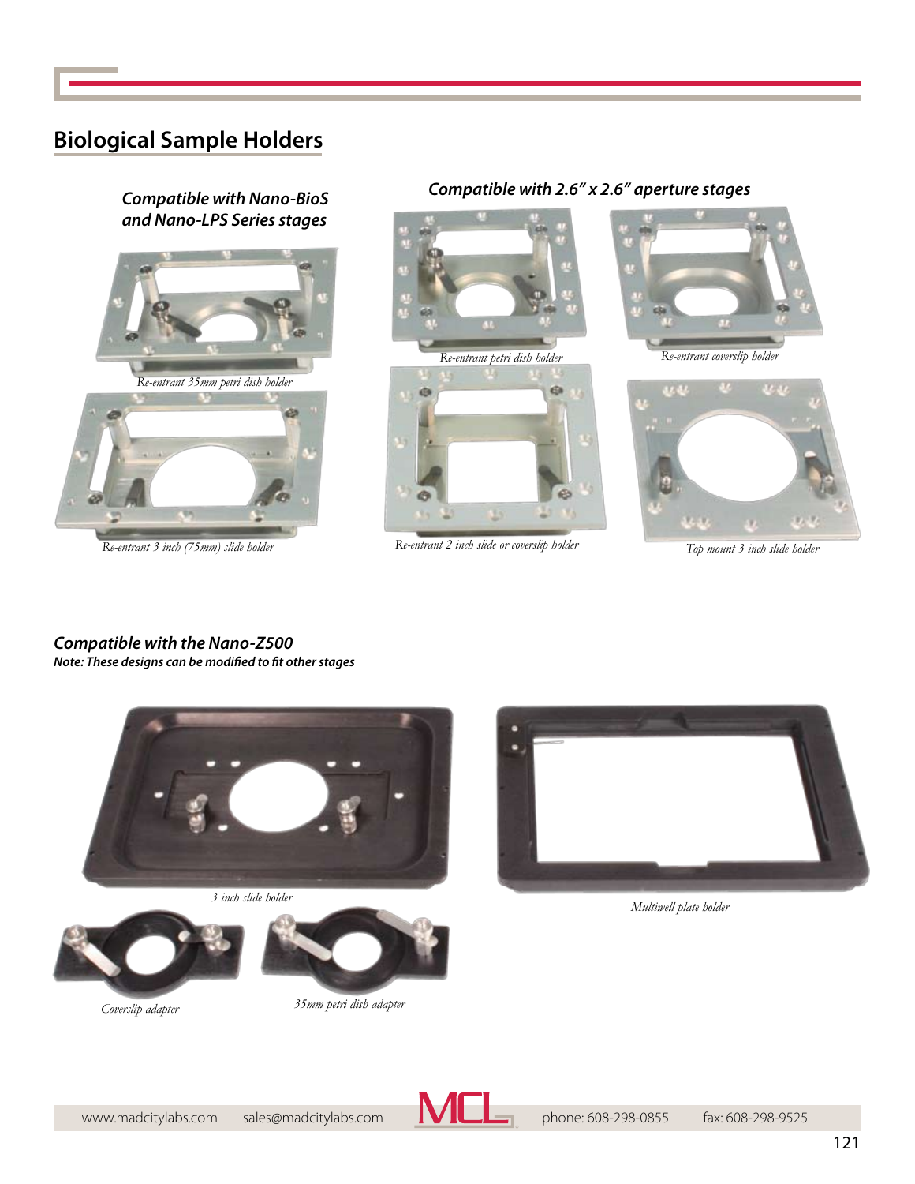## Biological Sample Holders

### *Compatible with Nano-BioS and Nano-LPS Series stages*

*Re-entrant 35mm petri dish holder*

*Re-entrant 3 inch (75mm) slide holder*

### *Compatible with 2.6" x 2.6" aperture stages*

*Re-entrant petri dish holder*

*Re-entrant coverslip holder*

*Re-entrant 2 inch slide or coverslip holder*

*Top mount 3 inch slide holder*

### *Compatible with the Nano-Z500*

***Note: These designs can be modified to fit other stages***

*3 inch slide holder*

*Multiwell plate holder*

*Coverslip adapter*

*35mm petri dish adapter*